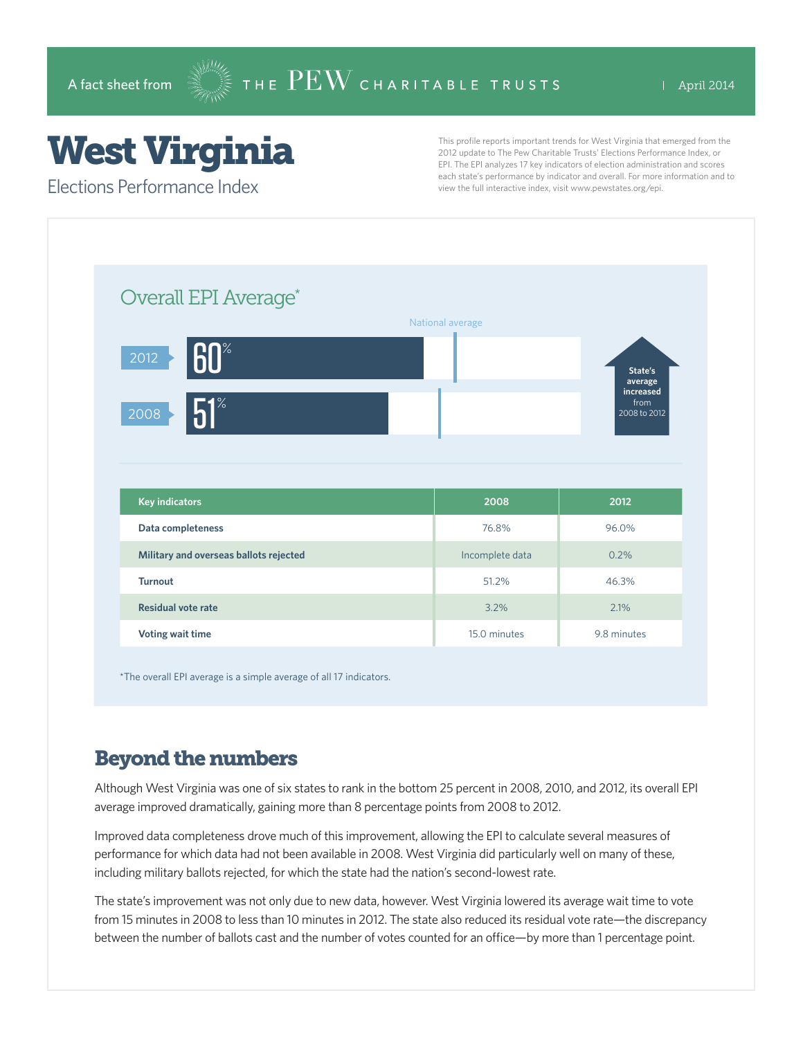A fact sheet from THE PEW CHARITABLE TRUSTS | April 2014

# West Virginia

## Elections Performance Index

This profile reports important trends for West Virginia that emerged from the 2012 update to The Pew Charitable Trusts' Elections Performance Index, or EPI. The EPI analyzes 17 key indicators of election administration and scores each state's performance by indicator and overall. For more information and to view the full interactive index, visit www.pewstates.org/epi.

### Overall EPI Average*

National average

- 2012: 60%
- 2008: 51%

State's average increased from 2008 to 2012

| Key indicators | 2008 | 2012 |
|---|---|---|
| Data completeness | 76.8% | 96.0% |
| Military and overseas ballots rejected | Incomplete data | 0.2% |
| Turnout | 51.2% | 46.3% |
| Residual vote rate | 3.2% | 2.1% |
| Voting wait time | 15.0 minutes | 9.8 minutes |

*The overall EPI average is a simple average of all 17 indicators.

## Beyond the numbers

Although West Virginia was one of six states to rank in the bottom 25 percent in 2008, 2010, and 2012, its overall EPI average improved dramatically, gaining more than 8 percentage points from 2008 to 2012.

Improved data completeness drove much of this improvement, allowing the EPI to calculate several measures of performance for which data had not been available in 2008. West Virginia did particularly well on many of these, including military ballots rejected, for which the state had the nation's second-lowest rate.

The state's improvement was not only due to new data, however. West Virginia lowered its average wait time to vote from 15 minutes in 2008 to less than 10 minutes in 2012. The state also reduced its residual vote rate—the discrepancy between the number of ballots cast and the number of votes counted for an office—by more than 1 percentage point.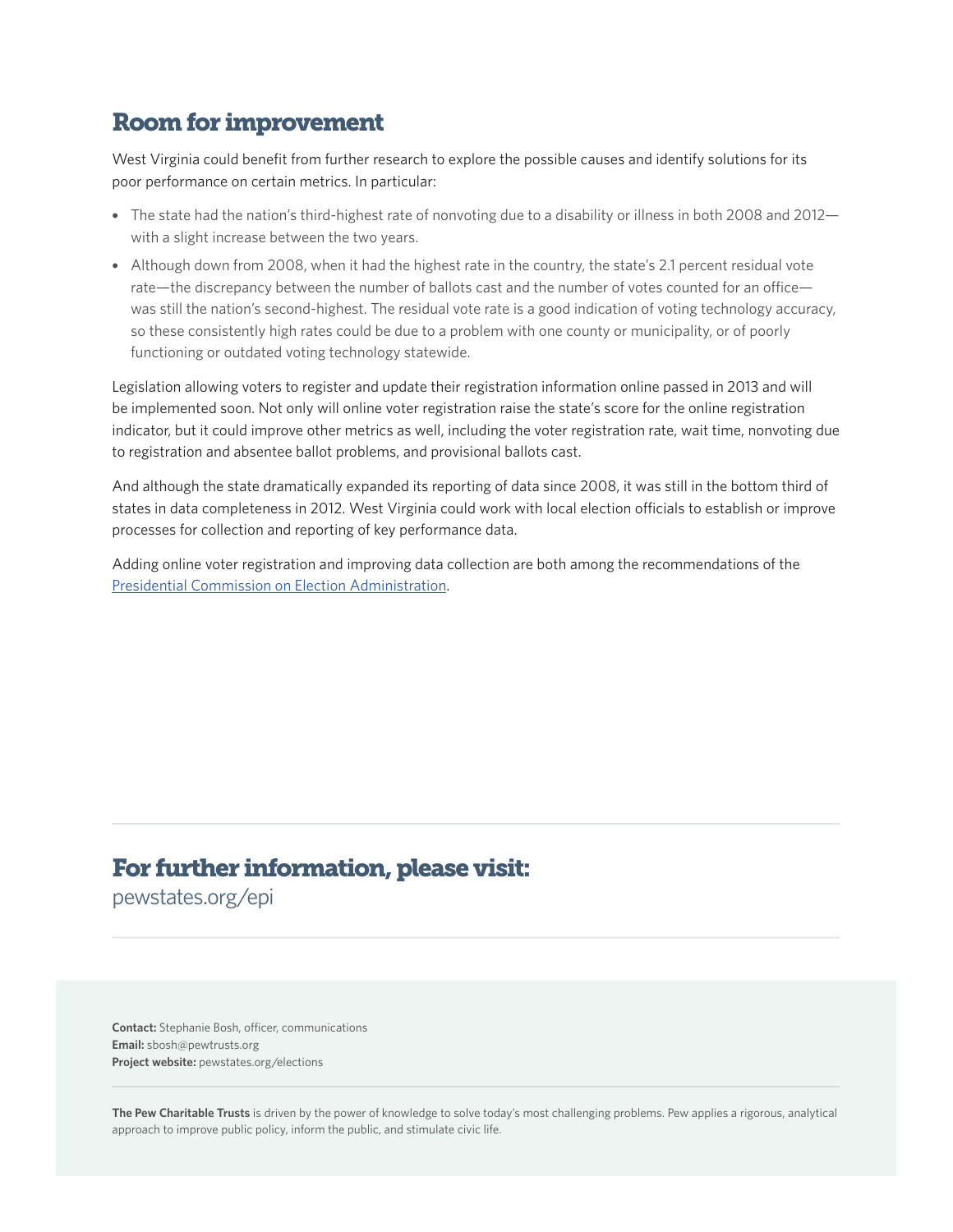## Room for improvement

West Virginia could benefit from further research to explore the possible causes and identify solutions for its poor performance on certain metrics. In particular:

- The state had the nation's third-highest rate of nonvoting due to a disability or illness in both 2008 and 2012—with a slight increase between the two years.
- Although down from 2008, when it had the highest rate in the country, the state's 2.1 percent residual vote rate—the discrepancy between the number of ballots cast and the number of votes counted for an office—was still the nation's second-highest. The residual vote rate is a good indication of voting technology accuracy, so these consistently high rates could be due to a problem with one county or municipality, or of poorly functioning or outdated voting technology statewide.

Legislation allowing voters to register and update their registration information online passed in 2013 and will be implemented soon. Not only will online voter registration raise the state's score for the online registration indicator, but it could improve other metrics as well, including the voter registration rate, wait time, nonvoting due to registration and absentee ballot problems, and provisional ballots cast.

And although the state dramatically expanded its reporting of data since 2008, it was still in the bottom third of states in data completeness in 2012. West Virginia could work with local election officials to establish or improve processes for collection and reporting of key performance data.

Adding online voter registration and improving data collection are both among the recommendations of the Presidential Commission on Election Administration.

## For further information, please visit:

pewstates.org/epi

**Contact:** Stephanie Bosh, officer, communications
**Email:** sbosh@pewtrusts.org
**Project website:** pewstates.org/elections

**The Pew Charitable Trusts** is driven by the power of knowledge to solve today's most challenging problems. Pew applies a rigorous, analytical approach to improve public policy, inform the public, and stimulate civic life.